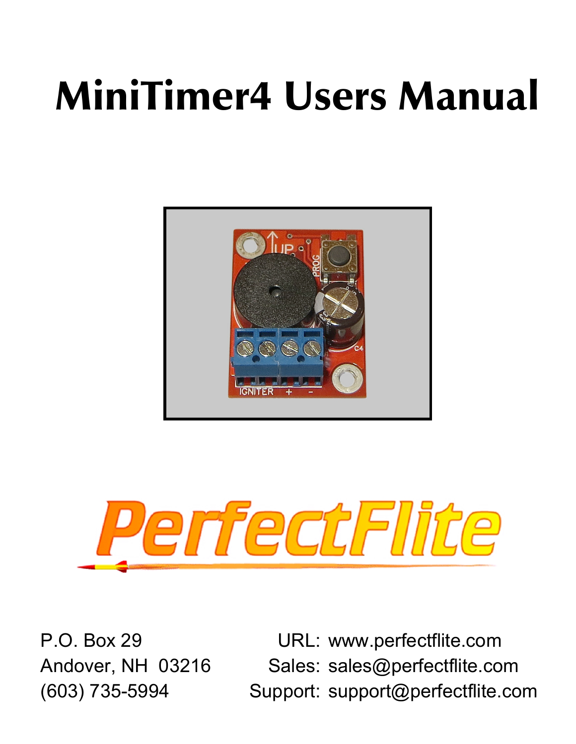# MiniTimer4 Users Manual

PerfectFlite

P.O. Box 29
Andover, NH 03216
(603) 735-5994

URL: www.perfectflite.com
Sales: sales@perfectflite.com
Support: support@perfectflite.com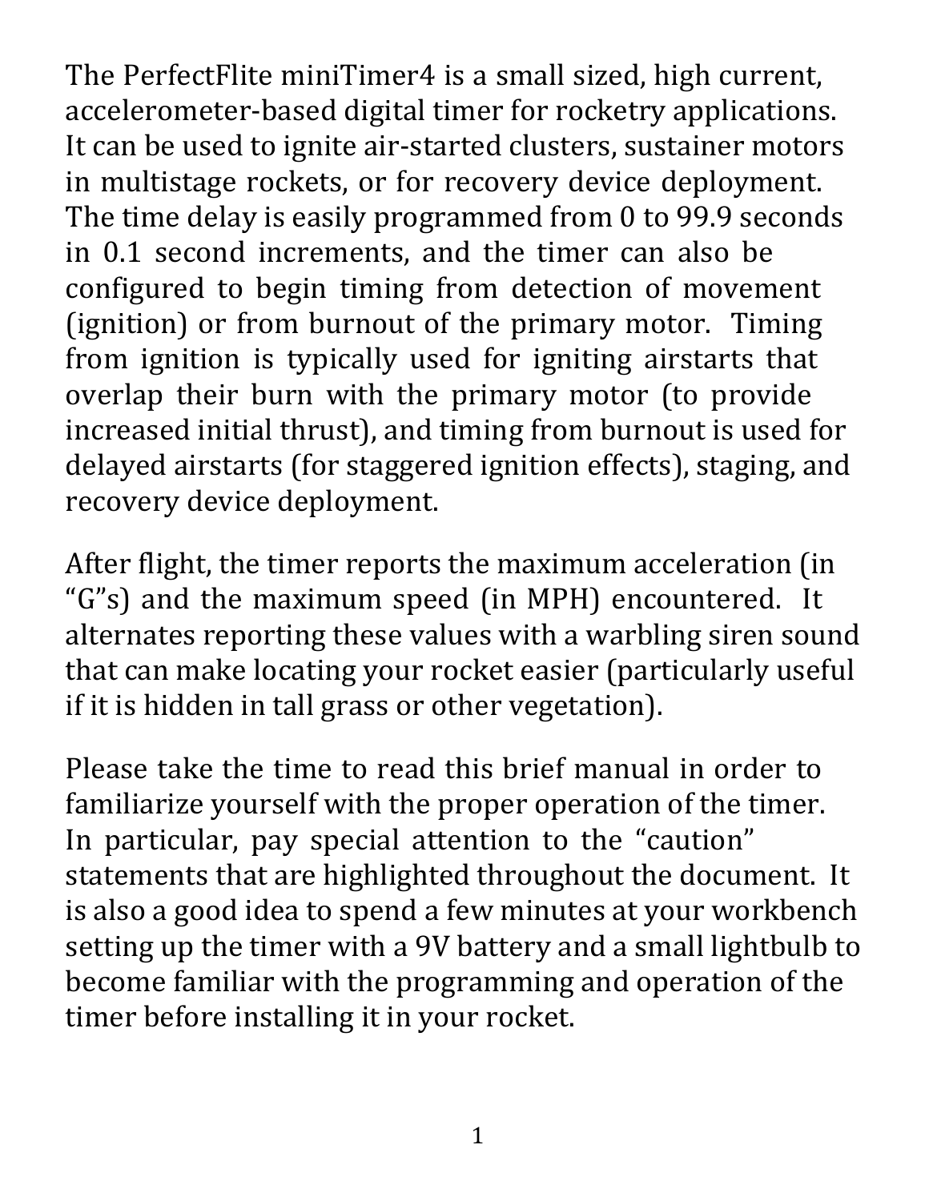The PerfectFlite miniTimer4 is a small sized, high current, accelerometer-based digital timer for rocketry applications. It can be used to ignite air-started clusters, sustainer motors in multistage rockets, or for recovery device deployment. The time delay is easily programmed from 0 to 99.9 seconds in 0.1 second increments, and the timer can also be configured to begin timing from detection of movement (ignition) or from burnout of the primary motor. Timing from ignition is typically used for igniting airstarts that overlap their burn with the primary motor (to provide increased initial thrust), and timing from burnout is used for delayed airstarts (for staggered ignition effects), staging, and recovery device deployment.

After flight, the timer reports the maximum acceleration (in "G"s) and the maximum speed (in MPH) encountered. It alternates reporting these values with a warbling siren sound that can make locating your rocket easier (particularly useful if it is hidden in tall grass or other vegetation).

Please take the time to read this brief manual in order to familiarize yourself with the proper operation of the timer. In particular, pay special attention to the "caution" statements that are highlighted throughout the document. It is also a good idea to spend a few minutes at your workbench setting up the timer with a 9V battery and a small lightbulb to become familiar with the programming and operation of the timer before installing it in your rocket.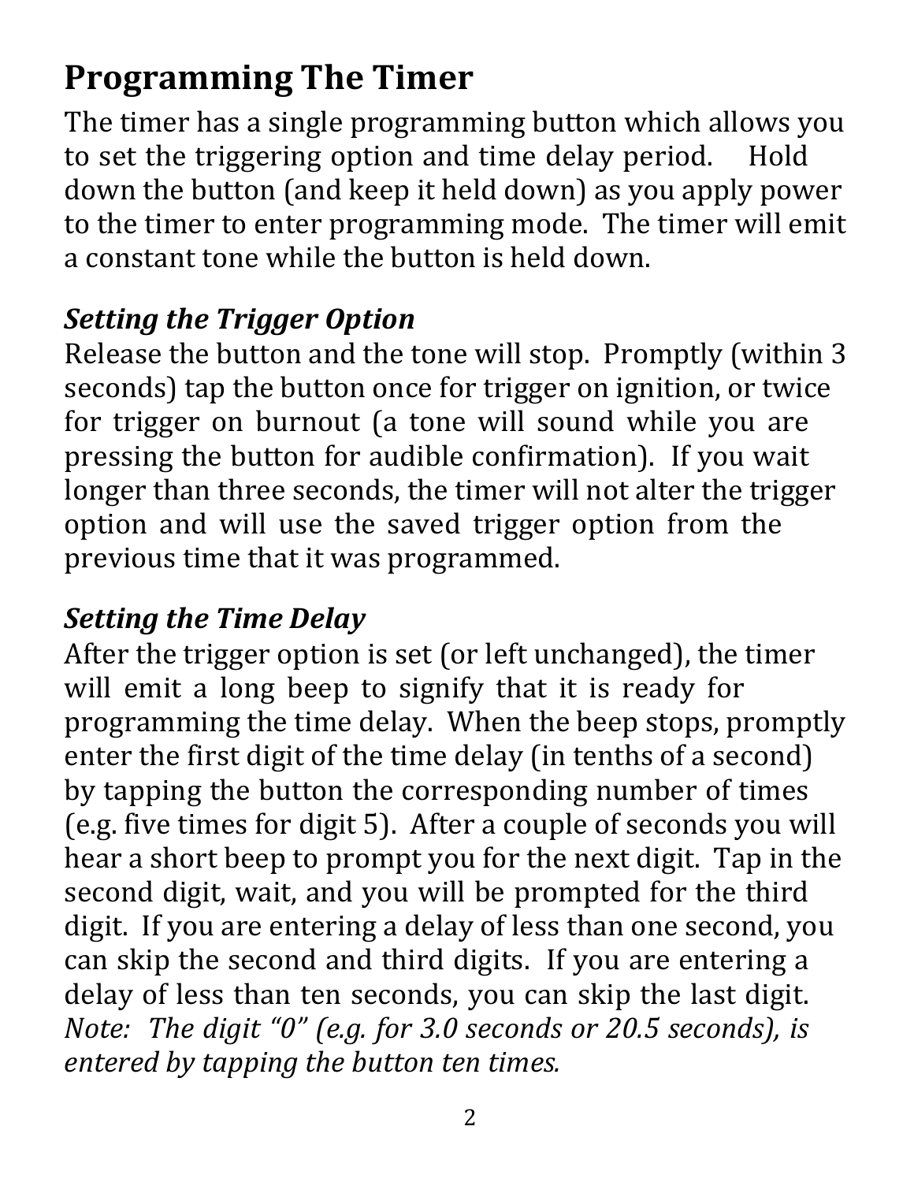# Programming The Timer

The timer has a single programming button which allows you to set the triggering option and time delay period. Hold down the button (and keep it held down) as you apply power to the timer to enter programming mode. The timer will emit a constant tone while the button is held down.

### *Setting the Trigger Option*

Release the button and the tone will stop. Promptly (within 3 seconds) tap the button once for trigger on ignition, or twice for trigger on burnout (a tone will sound while you are pressing the button for audible confirmation). If you wait longer than three seconds, the timer will not alter the trigger option and will use the saved trigger option from the previous time that it was programmed.

### *Setting the Time Delay*

After the trigger option is set (or left unchanged), the timer will emit a long beep to signify that it is ready for programming the time delay. When the beep stops, promptly enter the first digit of the time delay (in tenths of a second) by tapping the button the corresponding number of times (e.g. five times for digit 5). After a couple of seconds you will hear a short beep to prompt you for the next digit. Tap in the second digit, wait, and you will be prompted for the third digit. If you are entering a delay of less than one second, you can skip the second and third digits. If you are entering a delay of less than ten seconds, you can skip the last digit. *Note: The digit "0" (e.g. for 3.0 seconds or 20.5 seconds), is entered by tapping the button ten times.*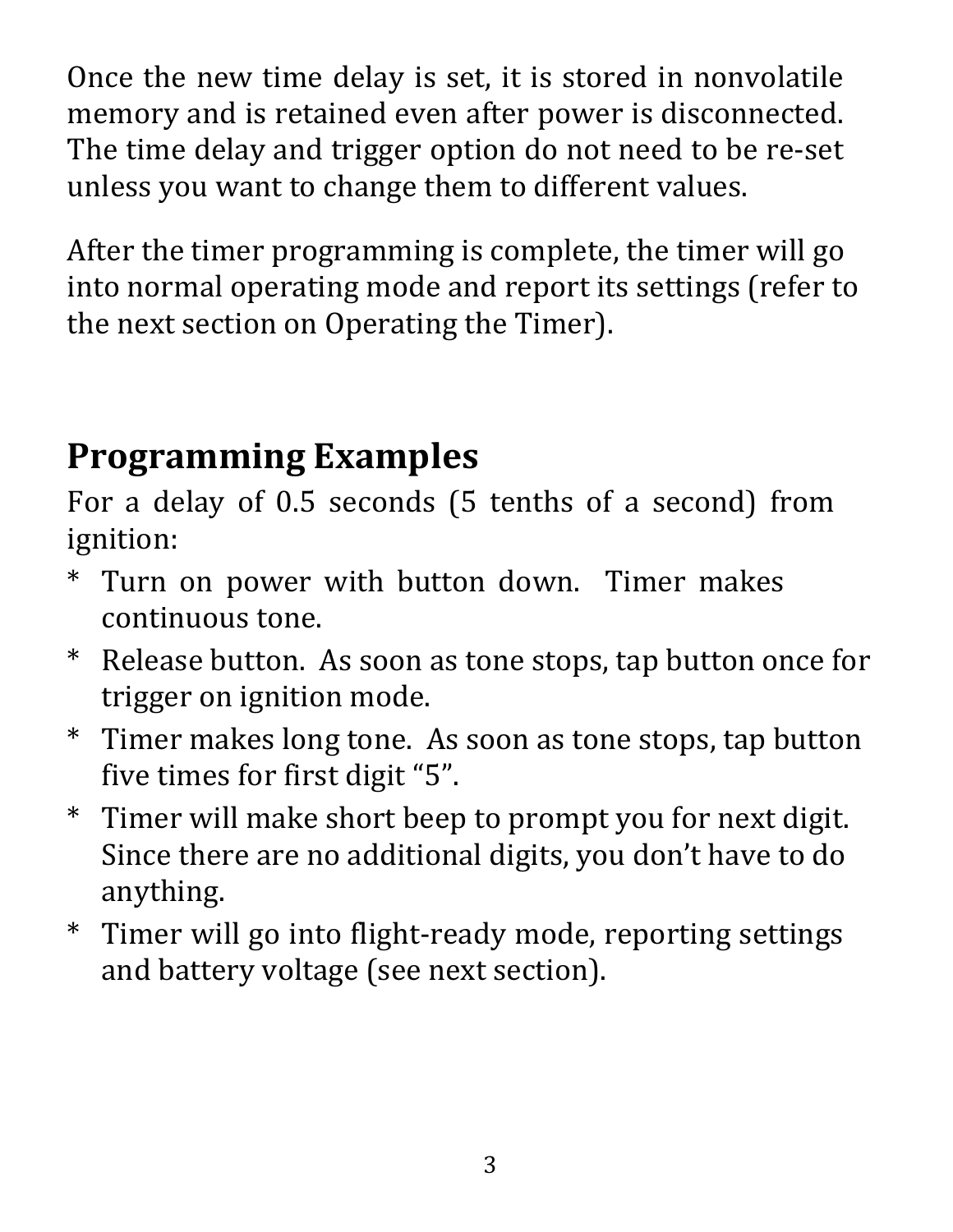Once the new time delay is set, it is stored in nonvolatile memory and is retained even after power is disconnected. The time delay and trigger option do not need to be re-set unless you want to change them to different values.

After the timer programming is complete, the timer will go into normal operating mode and report its settings (refer to the next section on Operating the Timer).

## Programming Examples

For a delay of 0.5 seconds (5 tenths of a second) from ignition:

* Turn on power with button down. Timer makes continuous tone.
* Release button. As soon as tone stops, tap button once for trigger on ignition mode.
* Timer makes long tone. As soon as tone stops, tap button five times for first digit “5”.
* Timer will make short beep to prompt you for next digit. Since there are no additional digits, you don’t have to do anything.
* Timer will go into flight-ready mode, reporting settings and battery voltage (see next section).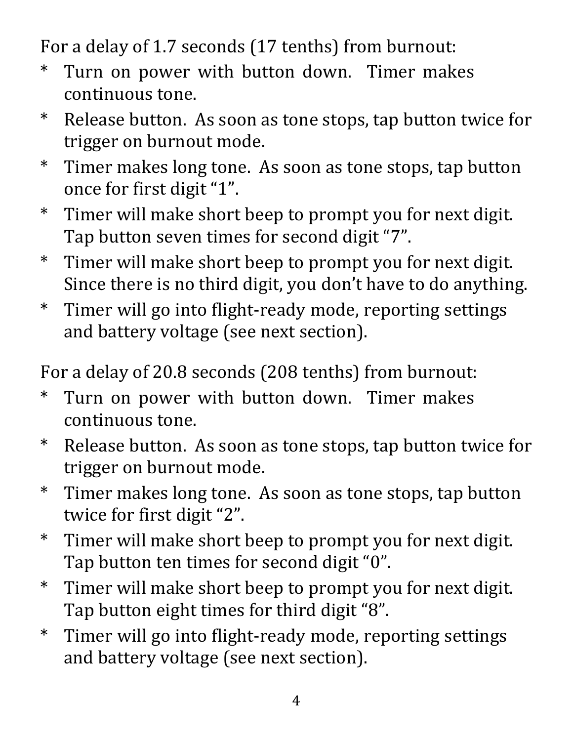For a delay of 1.7 seconds (17 tenths) from burnout:

* Turn on power with button down. Timer makes continuous tone.
* Release button. As soon as tone stops, tap button twice for trigger on burnout mode.
* Timer makes long tone. As soon as tone stops, tap button once for first digit "1".
* Timer will make short beep to prompt you for next digit. Tap button seven times for second digit "7".
* Timer will make short beep to prompt you for next digit. Since there is no third digit, you don't have to do anything.
* Timer will go into flight-ready mode, reporting settings and battery voltage (see next section).

For a delay of 20.8 seconds (208 tenths) from burnout:

* Turn on power with button down. Timer makes continuous tone.
* Release button. As soon as tone stops, tap button twice for trigger on burnout mode.
* Timer makes long tone. As soon as tone stops, tap button twice for first digit "2".
* Timer will make short beep to prompt you for next digit. Tap button ten times for second digit "0".
* Timer will make short beep to prompt you for next digit. Tap button eight times for third digit "8".
* Timer will go into flight-ready mode, reporting settings and battery voltage (see next section).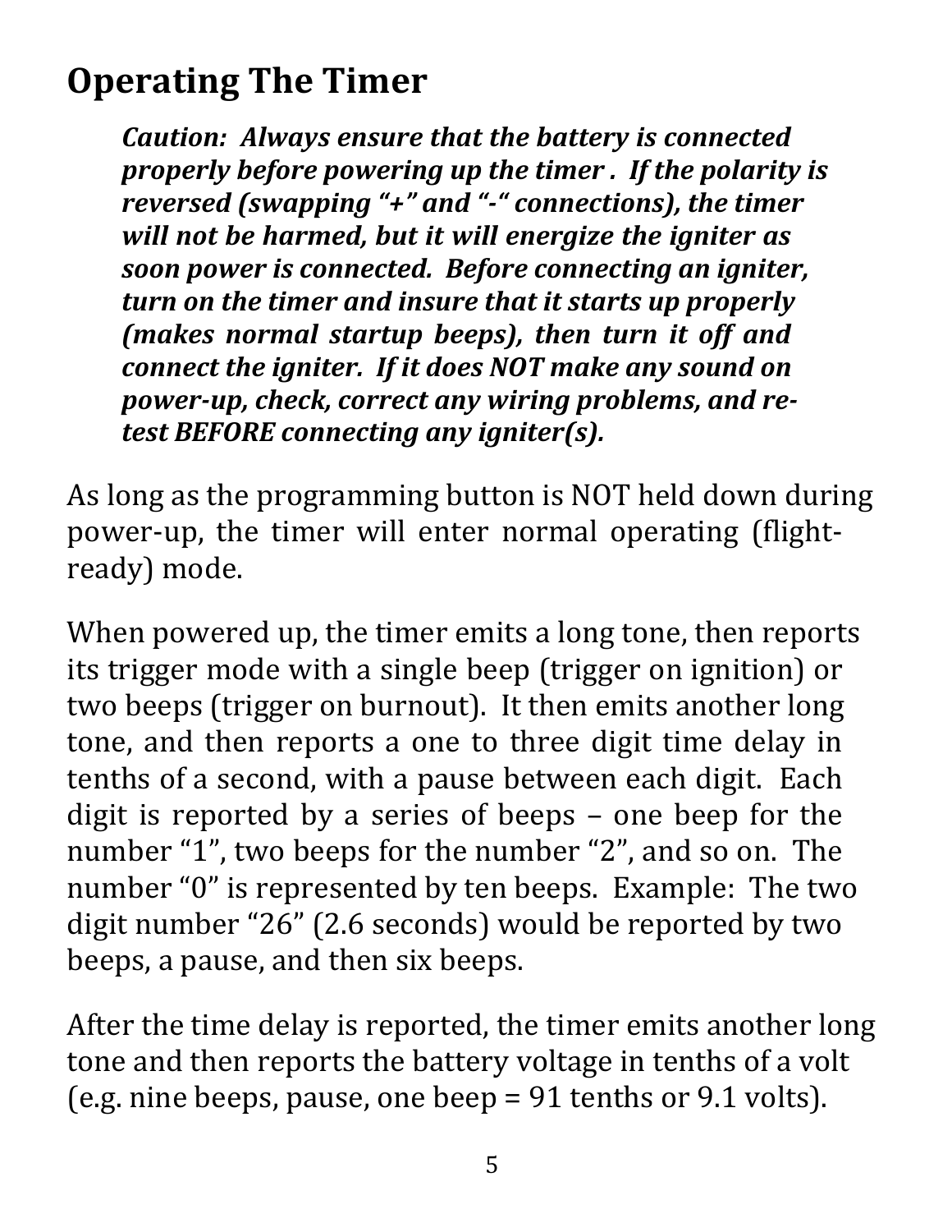# Operating The Timer

> ***Caution: Always ensure that the battery is connected properly before powering up the timer . If the polarity is reversed (swapping "+" and "-" connections), the timer will not be harmed, but it will energize the igniter as soon power is connected. Before connecting an igniter, turn on the timer and insure that it starts up properly (makes normal startup beeps), then turn it off and connect the igniter. If it does NOT make any sound on power-up, check, correct any wiring problems, and re-test BEFORE connecting any igniter(s).***

As long as the programming button is NOT held down during power-up, the timer will enter normal operating (flight-ready) mode.

When powered up, the timer emits a long tone, then reports its trigger mode with a single beep (trigger on ignition) or two beeps (trigger on burnout). It then emits another long tone, and then reports a one to three digit time delay in tenths of a second, with a pause between each digit. Each digit is reported by a series of beeps – one beep for the number "1", two beeps for the number "2", and so on. The number "0" is represented by ten beeps. Example: The two digit number "26" (2.6 seconds) would be reported by two beeps, a pause, and then six beeps.

After the time delay is reported, the timer emits another long tone and then reports the battery voltage in tenths of a volt (e.g. nine beeps, pause, one beep = 91 tenths or 9.1 volts).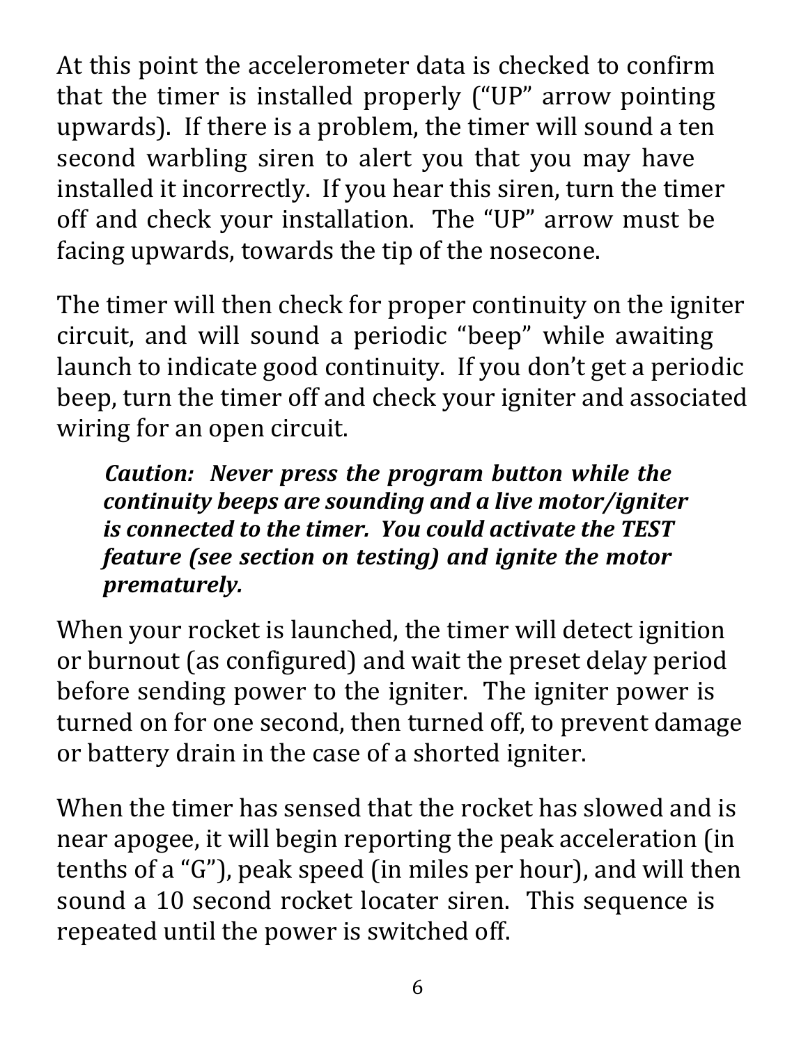At this point the accelerometer data is checked to confirm that the timer is installed properly ("UP" arrow pointing upwards). If there is a problem, the timer will sound a ten second warbling siren to alert you that you may have installed it incorrectly. If you hear this siren, turn the timer off and check your installation. The "UP" arrow must be facing upwards, towards the tip of the nosecone.

The timer will then check for proper continuity on the igniter circuit, and will sound a periodic "beep" while awaiting launch to indicate good continuity. If you don't get a periodic beep, turn the timer off and check your igniter and associated wiring for an open circuit.

> ***Caution: Never press the program button while the continuity beeps are sounding and a live motor/igniter is connected to the timer. You could activate the TEST feature (see section on testing) and ignite the motor prematurely.***

When your rocket is launched, the timer will detect ignition or burnout (as configured) and wait the preset delay period before sending power to the igniter. The igniter power is turned on for one second, then turned off, to prevent damage or battery drain in the case of a shorted igniter.

When the timer has sensed that the rocket has slowed and is near apogee, it will begin reporting the peak acceleration (in tenths of a "G"), peak speed (in miles per hour), and will then sound a 10 second rocket locater siren. This sequence is repeated until the power is switched off.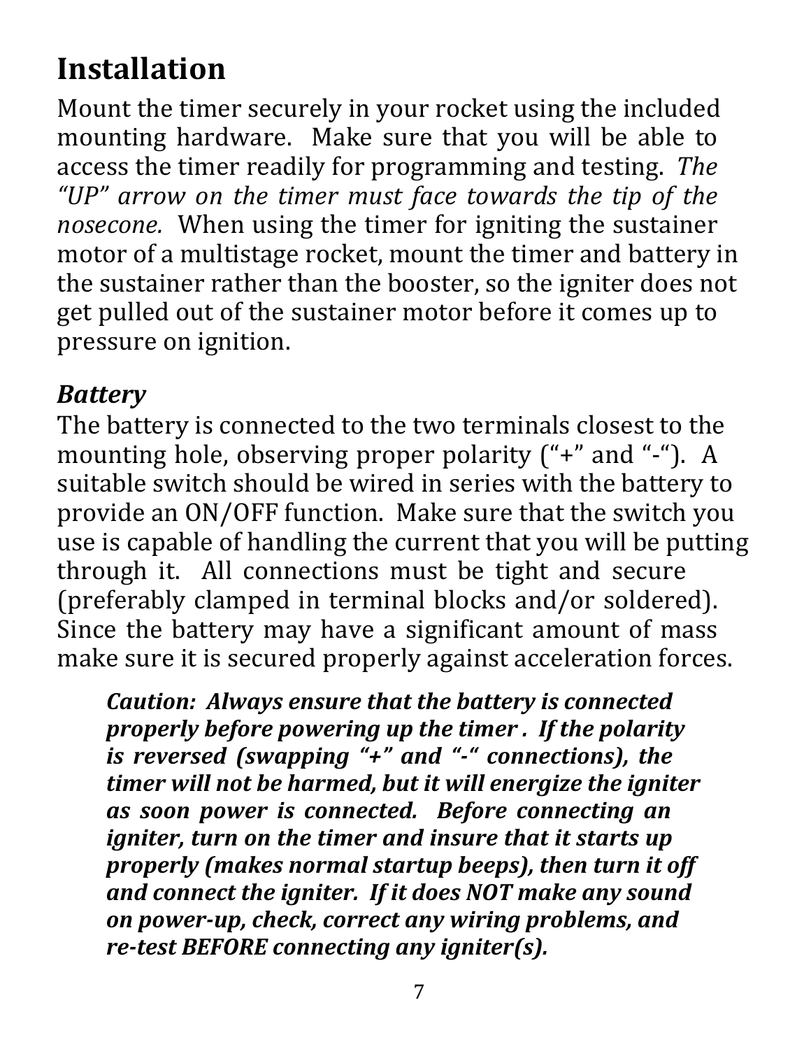# Installation

Mount the timer securely in your rocket using the included mounting hardware. Make sure that you will be able to access the timer readily for programming and testing. *The "UP" arrow on the timer must face towards the tip of the nosecone.* When using the timer for igniting the sustainer motor of a multistage rocket, mount the timer and battery in the sustainer rather than the booster, so the igniter does not get pulled out of the sustainer motor before it comes up to pressure on ignition.

### *Battery*

The battery is connected to the two terminals closest to the mounting hole, observing proper polarity ("+" and "-"). A suitable switch should be wired in series with the battery to provide an ON/OFF function. Make sure that the switch you use is capable of handling the current that you will be putting through it. All connections must be tight and secure (preferably clamped in terminal blocks and/or soldered). Since the battery may have a significant amount of mass make sure it is secured properly against acceleration forces.

> ***Caution: Always ensure that the battery is connected properly before powering up the timer . If the polarity is reversed (swapping "+" and "-" connections), the timer will not be harmed, but it will energize the igniter as soon power is connected. Before connecting an igniter, turn on the timer and insure that it starts up properly (makes normal startup beeps), then turn it off and connect the igniter. If it does NOT make any sound on power-up, check, correct any wiring problems, and re-test BEFORE connecting any igniter(s).***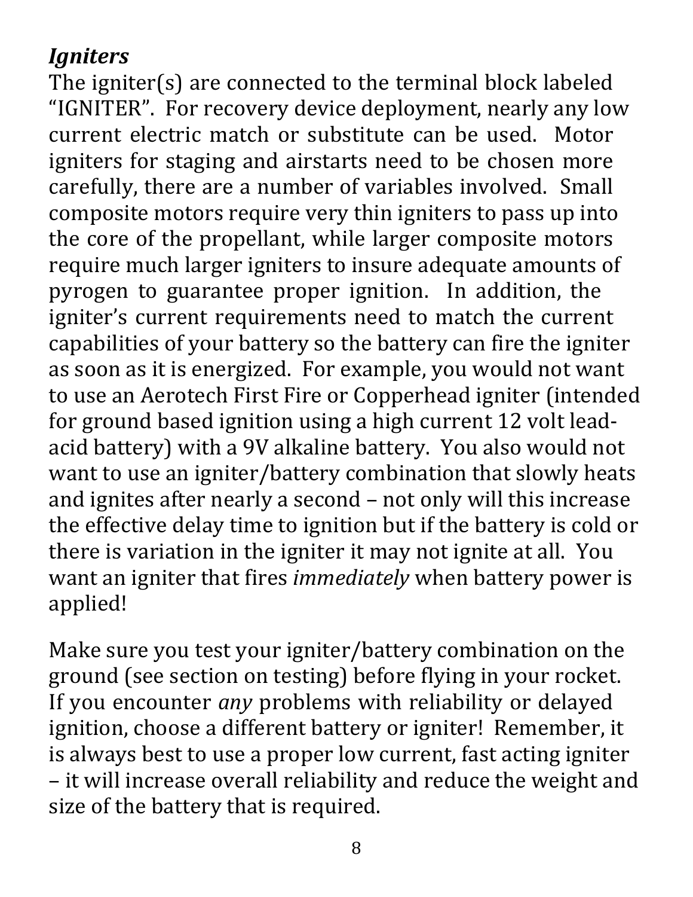### *Igniters*

The igniter(s) are connected to the terminal block labeled "IGNITER". For recovery device deployment, nearly any low current electric match or substitute can be used. Motor igniters for staging and airstarts need to be chosen more carefully, there are a number of variables involved. Small composite motors require very thin igniters to pass up into the core of the propellant, while larger composite motors require much larger igniters to insure adequate amounts of pyrogen to guarantee proper ignition. In addition, the igniter's current requirements need to match the current capabilities of your battery so the battery can fire the igniter as soon as it is energized. For example, you would not want to use an Aerotech First Fire or Copperhead igniter (intended for ground based ignition using a high current 12 volt lead-acid battery) with a 9V alkaline battery. You also would not want to use an igniter/battery combination that slowly heats and ignites after nearly a second – not only will this increase the effective delay time to ignition but if the battery is cold or there is variation in the igniter it may not ignite at all. You want an igniter that fires *immediately* when battery power is applied!

Make sure you test your igniter/battery combination on the ground (see section on testing) before flying in your rocket. If you encounter *any* problems with reliability or delayed ignition, choose a different battery or igniter! Remember, it is always best to use a proper low current, fast acting igniter – it will increase overall reliability and reduce the weight and size of the battery that is required.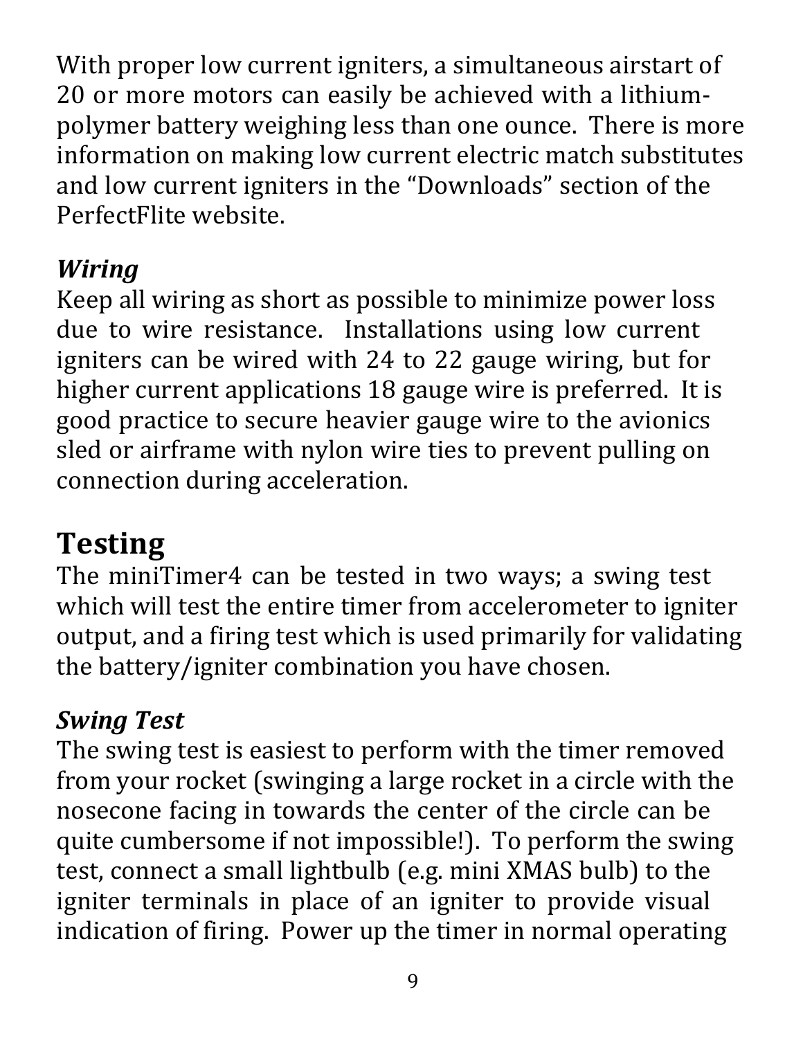With proper low current igniters, a simultaneous airstart of 20 or more motors can easily be achieved with a lithium-polymer battery weighing less than one ounce. There is more information on making low current electric match substitutes and low current igniters in the "Downloads" section of the PerfectFlite website.

### *Wiring*

Keep all wiring as short as possible to minimize power loss due to wire resistance. Installations using low current igniters can be wired with 24 to 22 gauge wiring, but for higher current applications 18 gauge wire is preferred. It is good practice to secure heavier gauge wire to the avionics sled or airframe with nylon wire ties to prevent pulling on connection during acceleration.

## Testing

The miniTimer4 can be tested in two ways; a swing test which will test the entire timer from accelerometer to igniter output, and a firing test which is used primarily for validating the battery/igniter combination you have chosen.

### *Swing Test*

The swing test is easiest to perform with the timer removed from your rocket (swinging a large rocket in a circle with the nosecone facing in towards the center of the circle can be quite cumbersome if not impossible!). To perform the swing test, connect a small lightbulb (e.g. mini XMAS bulb) to the igniter terminals in place of an igniter to provide visual indication of firing. Power up the timer in normal operating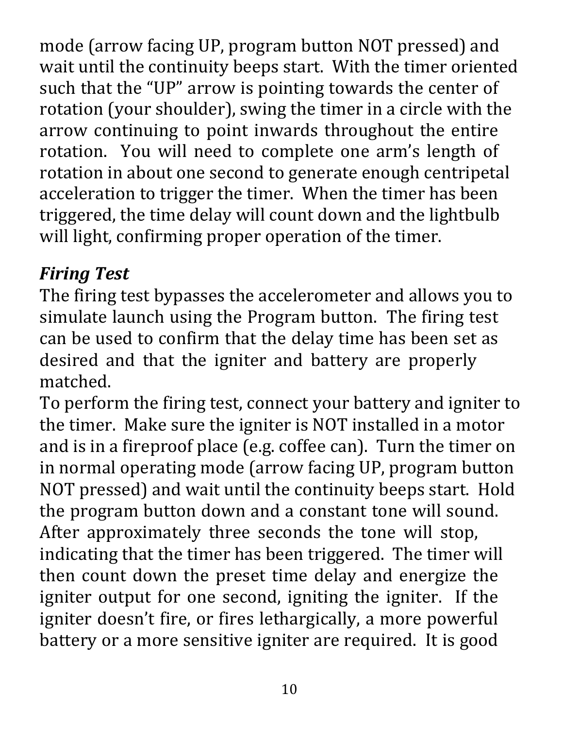mode (arrow facing UP, program button NOT pressed) and wait until the continuity beeps start. With the timer oriented such that the "UP" arrow is pointing towards the center of rotation (your shoulder), swing the timer in a circle with the arrow continuing to point inwards throughout the entire rotation. You will need to complete one arm's length of rotation in about one second to generate enough centripetal acceleration to trigger the timer. When the timer has been triggered, the time delay will count down and the lightbulb will light, confirming proper operation of the timer.

### *Firing Test*

The firing test bypasses the accelerometer and allows you to simulate launch using the Program button. The firing test can be used to confirm that the delay time has been set as desired and that the igniter and battery are properly matched.

To perform the firing test, connect your battery and igniter to the timer. Make sure the igniter is NOT installed in a motor and is in a fireproof place (e.g. coffee can). Turn the timer on in normal operating mode (arrow facing UP, program button NOT pressed) and wait until the continuity beeps start. Hold the program button down and a constant tone will sound. After approximately three seconds the tone will stop, indicating that the timer has been triggered. The timer will then count down the preset time delay and energize the igniter output for one second, igniting the igniter. If the igniter doesn't fire, or fires lethargically, a more powerful battery or a more sensitive igniter are required. It is good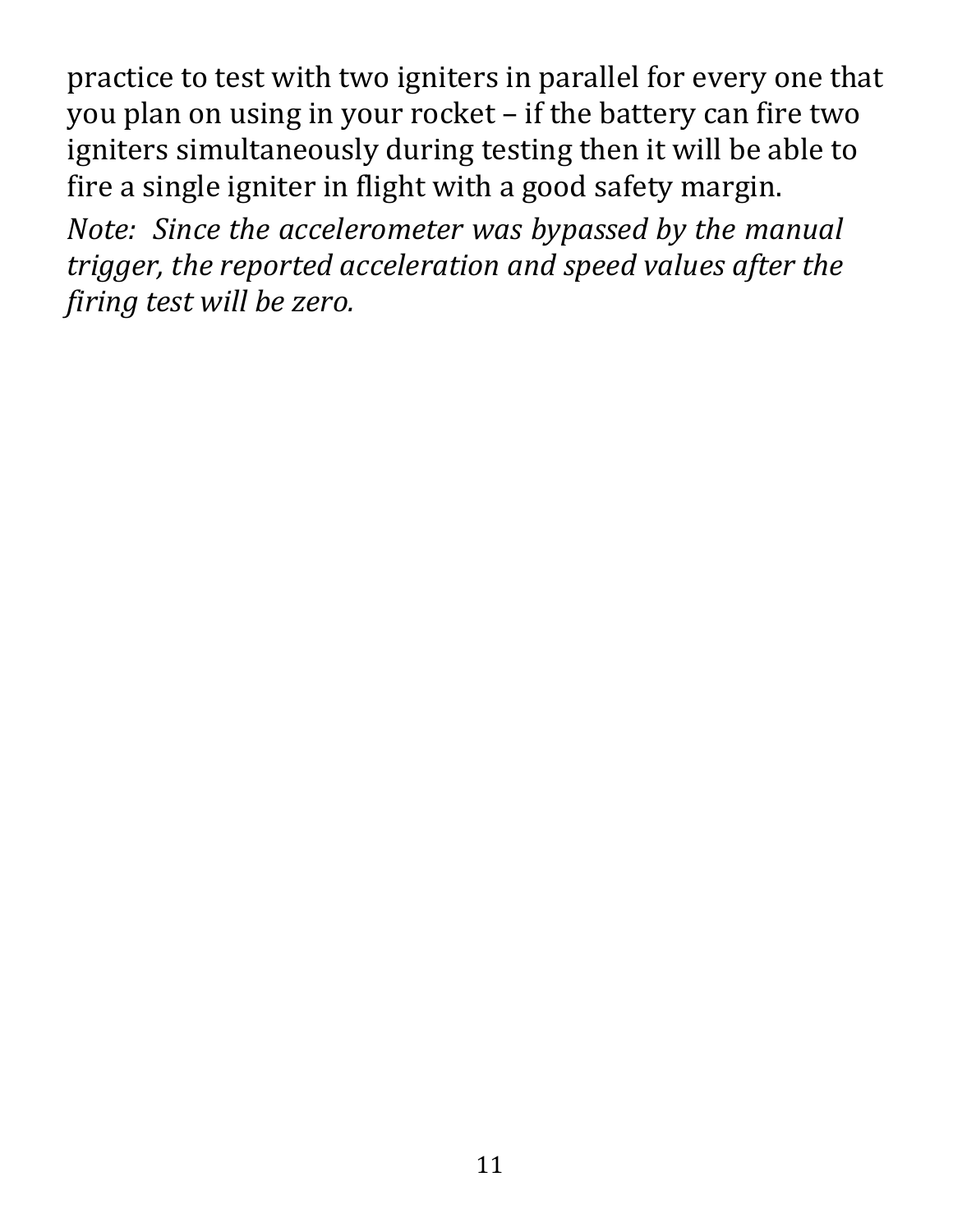practice to test with two igniters in parallel for every one that you plan on using in your rocket – if the battery can fire two igniters simultaneously during testing then it will be able to fire a single igniter in flight with a good safety margin.

*Note: Since the accelerometer was bypassed by the manual trigger, the reported acceleration and speed values after the firing test will be zero.*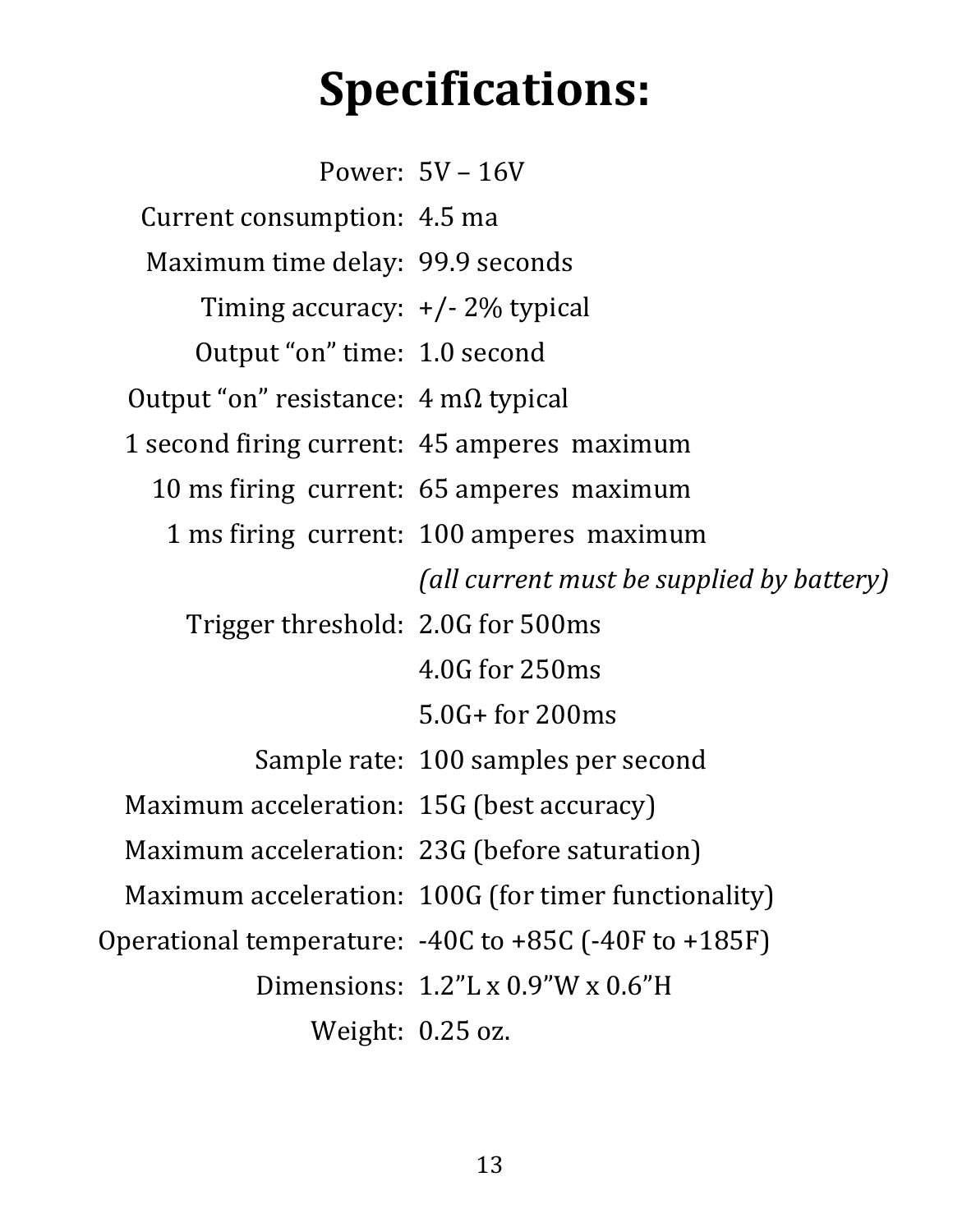# Specifications:

| | |
|---|---|
| Power: | 5V – 16V |
| Current consumption: | 4.5 ma |
| Maximum time delay: | 99.9 seconds |
| Timing accuracy: | +/- 2% typical |
| Output "on" time: | 1.0 second |
| Output "on" resistance: | 4 mΩ typical |
| 1 second firing current: | 45 amperes maximum |
| 10 ms firing current: | 65 amperes maximum |
| 1 ms firing current: | 100 amperes maximum |
| | *(all current must be supplied by battery)* |
| Trigger threshold: | 2.0G for 500ms |
| | 4.0G for 250ms |
| | 5.0G+ for 200ms |
| Sample rate: | 100 samples per second |
| Maximum acceleration: | 15G (best accuracy) |
| Maximum acceleration: | 23G (before saturation) |
| Maximum acceleration: | 100G (for timer functionality) |
| Operational temperature: | -40C to +85C (-40F to +185F) |
| Dimensions: | 1.2"L x 0.9"W x 0.6"H |
| Weight: | 0.25 oz. |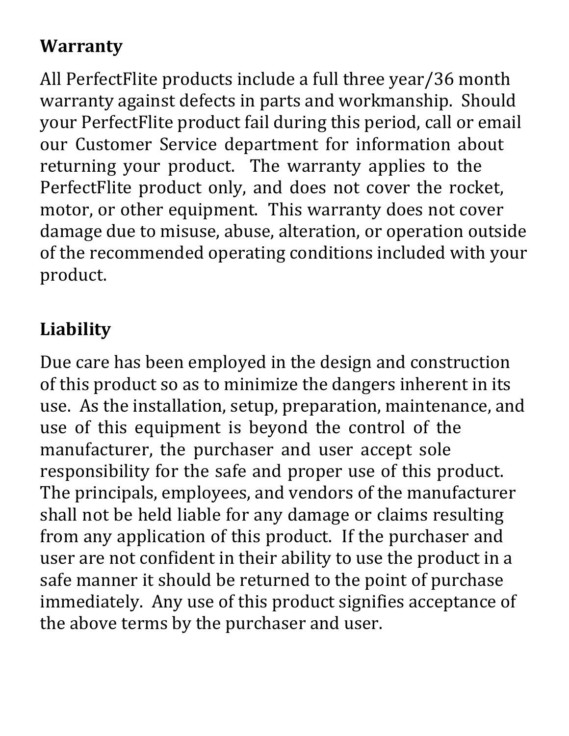## Warranty

All PerfectFlite products include a full three year/36 month warranty against defects in parts and workmanship. Should your PerfectFlite product fail during this period, call or email our Customer Service department for information about returning your product. The warranty applies to the PerfectFlite product only, and does not cover the rocket, motor, or other equipment. This warranty does not cover damage due to misuse, abuse, alteration, or operation outside of the recommended operating conditions included with your product.

## Liability

Due care has been employed in the design and construction of this product so as to minimize the dangers inherent in its use. As the installation, setup, preparation, maintenance, and use of this equipment is beyond the control of the manufacturer, the purchaser and user accept sole responsibility for the safe and proper use of this product. The principals, employees, and vendors of the manufacturer shall not be held liable for any damage or claims resulting from any application of this product. If the purchaser and user are not confident in their ability to use the product in a safe manner it should be returned to the point of purchase immediately. Any use of this product signifies acceptance of the above terms by the purchaser and user.